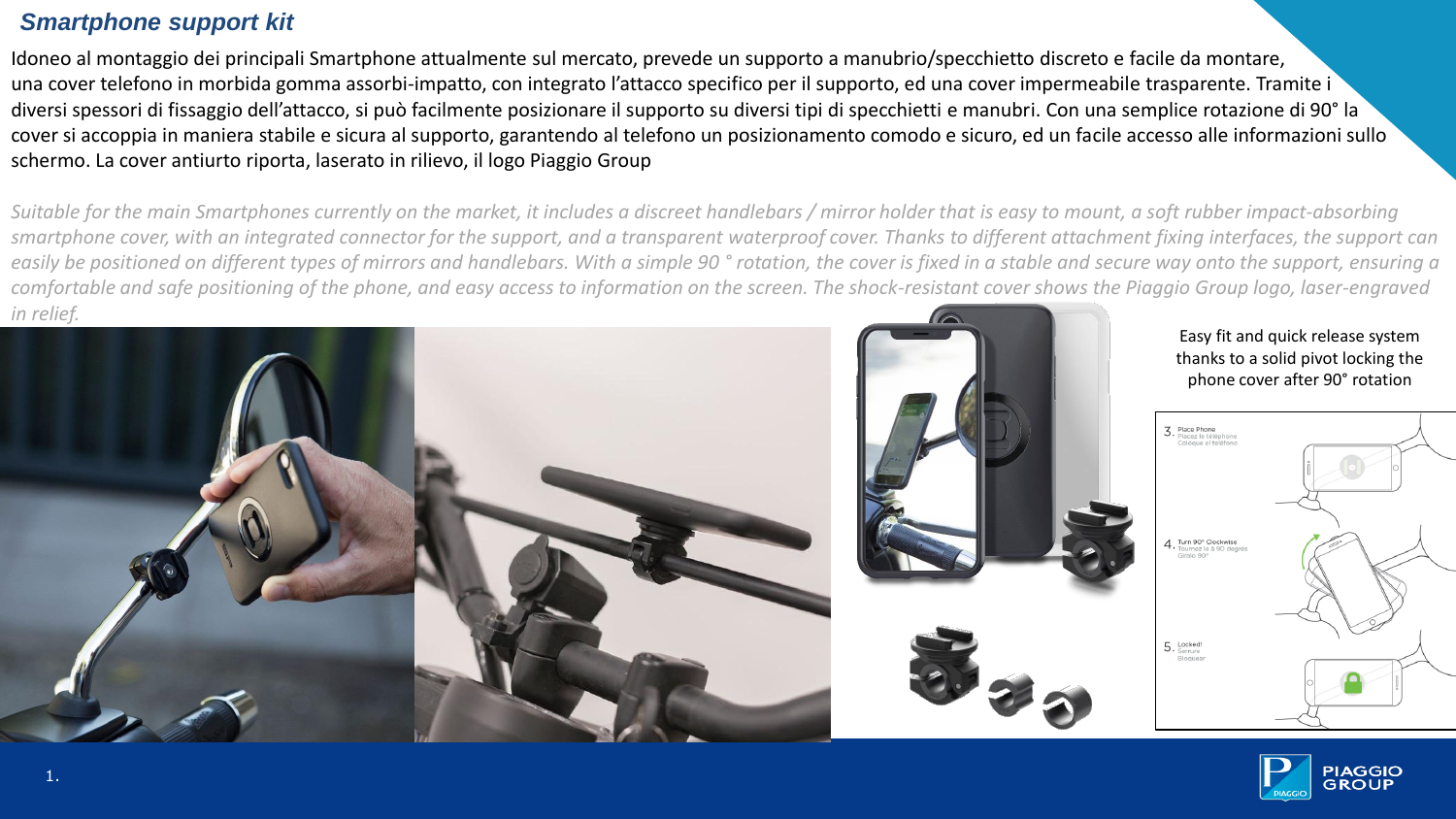# *Smartphone support kit*

Idoneo al montaggio dei principali Smartphone attualmente sul mercato, prevede un supporto a manubrio/specchietto discreto e facile da montare, una cover telefono in morbida gomma assorbi-impatto, con integrato l'attacco specifico per il supporto, ed una cover impermeabile trasparente. Tramite i diversi spessori di fissaggio dell'attacco, si può facilmente posizionare il supporto su diversi tipi di specchietti e manubri. Con una semplice rotazione di 90° la cover si accoppia in maniera stabile e sicura al supporto, garantendo al telefono un posizionamento comodo e sicuro, ed un facile accesso alle informazioni sullo schermo. La cover antiurto riporta, laserato in rilievo, il logo Piaggio Group

*Suitable for the main Smartphones currently on the market, it includes a discreet handlebars / mirror holder that is easy to mount, a soft rubber impact-absorbing smartphone cover, with an integrated connector for the support, and a transparent waterproof cover. Thanks to different attachment fixing interfaces, the support can easily be positioned on different types of mirrors and handlebars. With a simple 90 ° rotation, the cover is fixed in a stable and secure way onto the support, ensuring a comfortable and safe positioning of the phone, and easy access to information on the screen. The shock-resistant cover shows the Piaggio Group logo, laser-engraved in relief.*

Easy fit and quick release system thanks to a solid pivot locking the phone cover after 90° rotation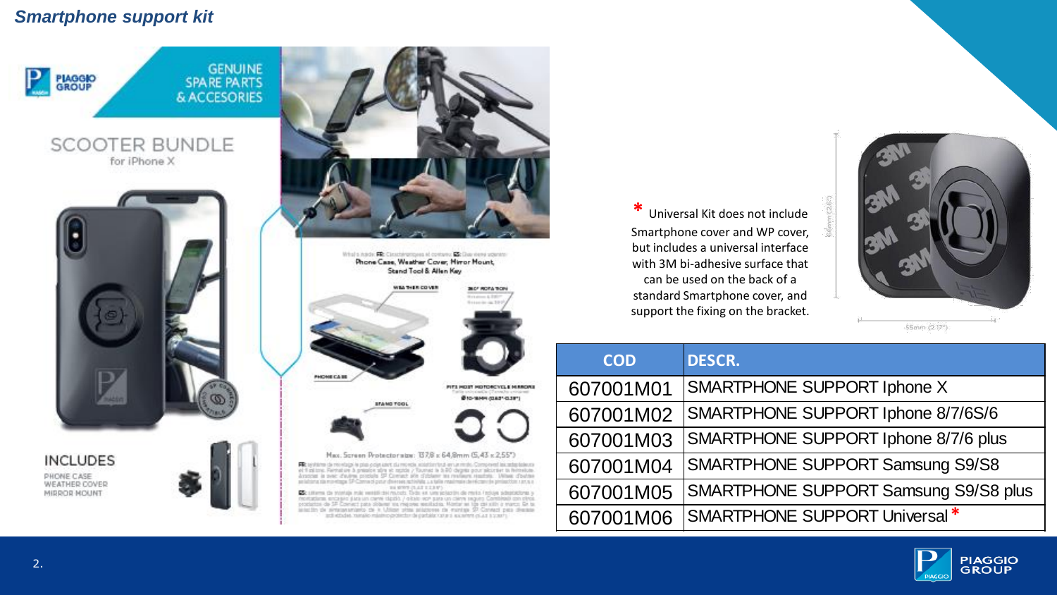## Smartphone support kit

* Universal Kit does not include Smartphone cover and WP cover, but includes a universal interface with 3M bi-adhesive surface that can be used on the back of a standard Smartphone cover, and support the fixing on the bracket.

| COD | DESCR. |
| --- | --- |
| 607001M01 | SMARTPHONE SUPPORT Iphone X |
| 607001M02 | SMARTPHONE SUPPORT Iphone 8/7/6S/6 |
| 607001M03 | SMARTPHONE SUPPORT Iphone 8/7/6 plus |
| 607001M04 | SMARTPHONE SUPPORT Samsung S9/S8 |
| 607001M05 | SMARTPHONE SUPPORT Samsung S9/S8 plus |
| 607001M06 | SMARTPHONE SUPPORT Universal * |